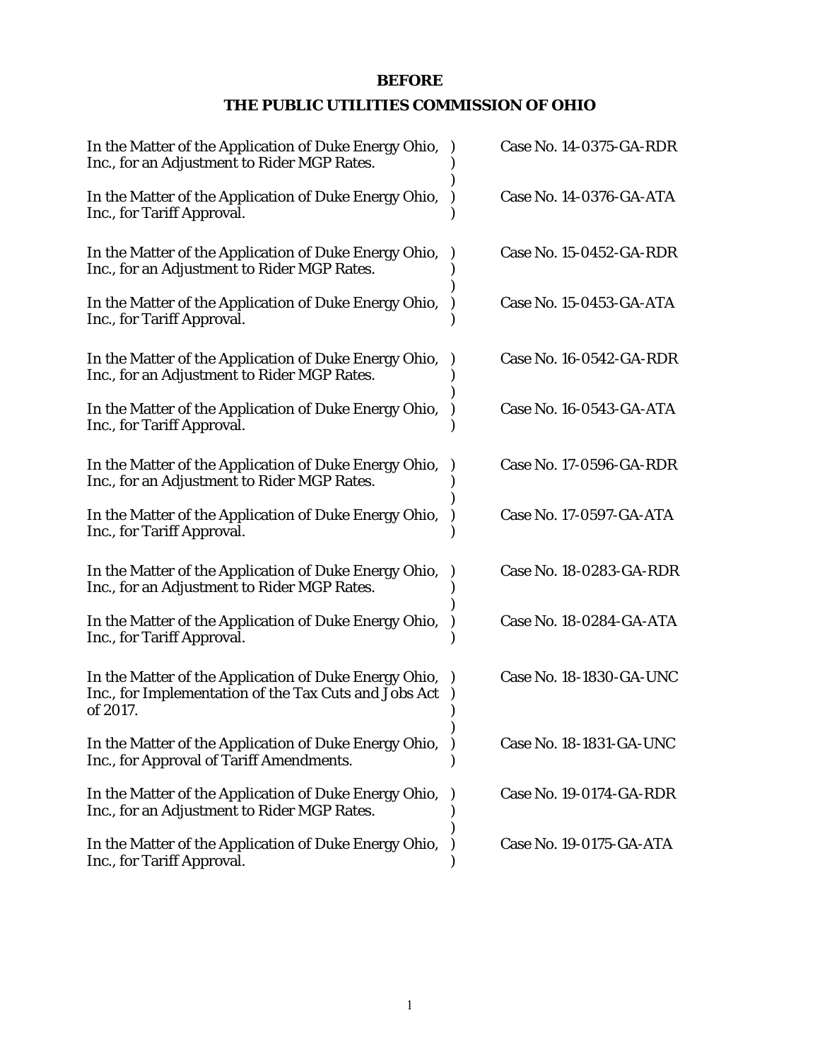**BEFORE**

**THE PUBLIC UTILITIES COMMISSION OF OHIO**

| | | |
|---|---|---|
| In the Matter of the Application of Duke Energy Ohio, Inc., for an Adjustment to Rider MGP Rates. | ) ) ) | Case No. 14-0375-GA-RDR |
| In the Matter of the Application of Duke Energy Ohio, Inc., for Tariff Approval. | ) ) | Case No. 14-0376-GA-ATA |
| In the Matter of the Application of Duke Energy Ohio, Inc., for an Adjustment to Rider MGP Rates. | ) ) ) | Case No. 15-0452-GA-RDR |
| In the Matter of the Application of Duke Energy Ohio, Inc., for Tariff Approval. | ) ) | Case No. 15-0453-GA-ATA |
| In the Matter of the Application of Duke Energy Ohio, Inc., for an Adjustment to Rider MGP Rates. | ) ) ) | Case No. 16-0542-GA-RDR |
| In the Matter of the Application of Duke Energy Ohio, Inc., for Tariff Approval. | ) ) | Case No. 16-0543-GA-ATA |
| In the Matter of the Application of Duke Energy Ohio, Inc., for an Adjustment to Rider MGP Rates. | ) ) ) | Case No. 17-0596-GA-RDR |
| In the Matter of the Application of Duke Energy Ohio, Inc., for Tariff Approval. | ) ) | Case No. 17-0597-GA-ATA |
| In the Matter of the Application of Duke Energy Ohio, Inc., for an Adjustment to Rider MGP Rates. | ) ) ) | Case No. 18-0283-GA-RDR |
| In the Matter of the Application of Duke Energy Ohio, Inc., for Tariff Approval. | ) ) | Case No. 18-0284-GA-ATA |
| In the Matter of the Application of Duke Energy Ohio, Inc., for Implementation of the Tax Cuts and Jobs Act of 2017. | ) ) ) ) | Case No. 18-1830-GA-UNC |
| In the Matter of the Application of Duke Energy Ohio, Inc., for Approval of Tariff Amendments. | ) ) | Case No. 18-1831-GA-UNC |
| In the Matter of the Application of Duke Energy Ohio, Inc., for an Adjustment to Rider MGP Rates. | ) ) ) | Case No. 19-0174-GA-RDR |
| In the Matter of the Application of Duke Energy Ohio, Inc., for Tariff Approval. | ) ) | Case No. 19-0175-GA-ATA |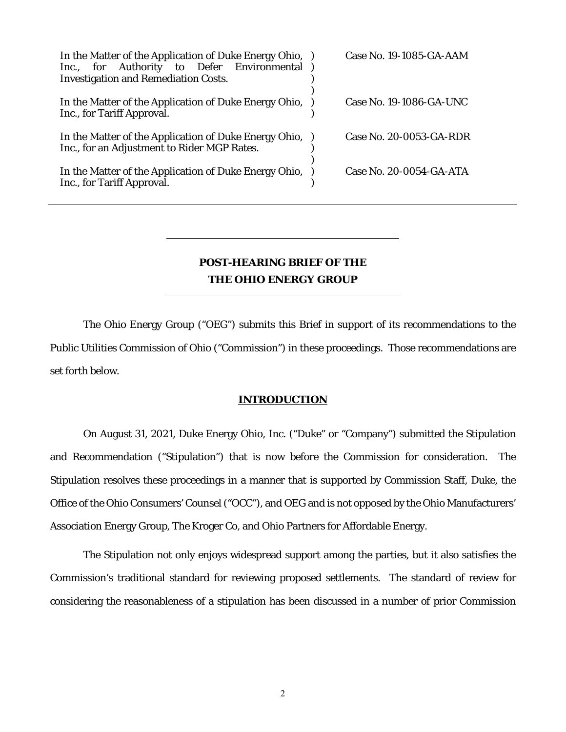| | | |
|---|---|---|
| In the Matter of the Application of Duke Energy Ohio, Inc., for Authority to Defer Environmental Investigation and Remediation Costs. | ) ) ) ) | Case No. 19-1085-GA-AAM |
| In the Matter of the Application of Duke Energy Ohio, Inc., for Tariff Approval. | ) ) | Case No. 19-1086-GA-UNC |
| In the Matter of the Application of Duke Energy Ohio, Inc., for an Adjustment to Rider MGP Rates. | ) ) ) | Case No. 20-0053-GA-RDR |
| In the Matter of the Application of Duke Energy Ohio, Inc., for Tariff Approval. | ) ) | Case No. 20-0054-GA-ATA |

---

**POST-HEARING BRIEF OF THE**
**THE OHIO ENERGY GROUP**

---

The Ohio Energy Group ("OEG") submits this Brief in support of its recommendations to the Public Utilities Commission of Ohio ("Commission") in these proceedings. Those recommendations are set forth below.

## INTRODUCTION

On August 31, 2021, Duke Energy Ohio, Inc. ("Duke" or "Company") submitted the Stipulation and Recommendation ("Stipulation") that is now before the Commission for consideration. The Stipulation resolves these proceedings in a manner that is supported by Commission Staff, Duke, the Office of the Ohio Consumers' Counsel ("OCC"), and OEG and is not opposed by the Ohio Manufacturers' Association Energy Group, The Kroger Co, and Ohio Partners for Affordable Energy.

The Stipulation not only enjoys widespread support among the parties, but it also satisfies the Commission's traditional standard for reviewing proposed settlements. The standard of review for considering the reasonableness of a stipulation has been discussed in a number of prior Commission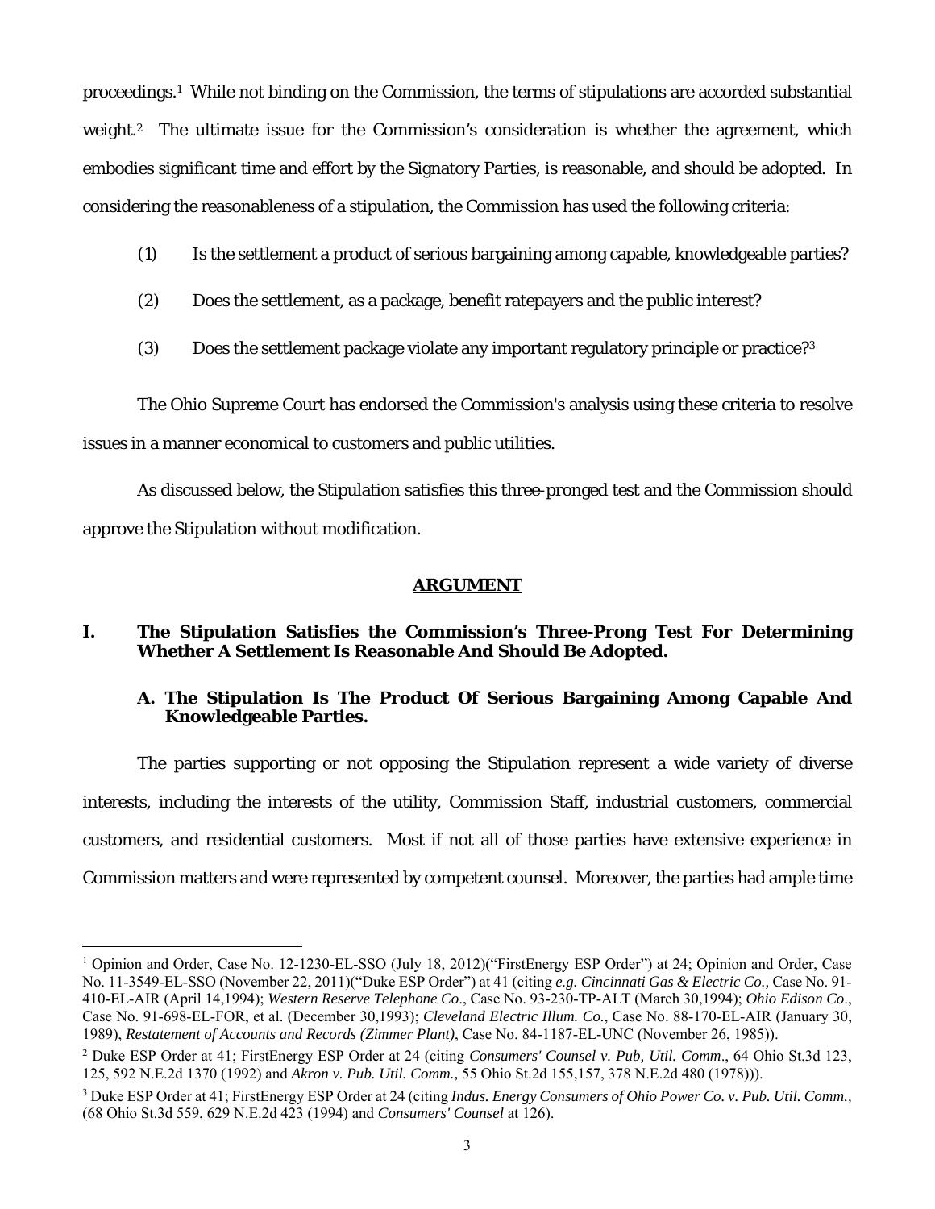proceedings.[1] While not binding on the Commission, the terms of stipulations are accorded substantial weight.[2] The ultimate issue for the Commission's consideration is whether the agreement, which embodies significant time and effort by the Signatory Parties, is reasonable, and should be adopted. In considering the reasonableness of a stipulation, the Commission has used the following criteria:

(1) Is the settlement a product of serious bargaining among capable, knowledgeable parties?

(2) Does the settlement, as a package, benefit ratepayers and the public interest?

(3) Does the settlement package violate any important regulatory principle or practice?[3]

The Ohio Supreme Court has endorsed the Commission's analysis using these criteria to resolve issues in a manner economical to customers and public utilities.

As discussed below, the Stipulation satisfies this three-pronged test and the Commission should approve the Stipulation without modification.

## ARGUMENT

### I. The Stipulation Satisfies the Commission's Three-Prong Test For Determining Whether A Settlement Is Reasonable And Should Be Adopted.

#### A. The Stipulation Is The Product Of Serious Bargaining Among Capable And Knowledgeable Parties.

The parties supporting or not opposing the Stipulation represent a wide variety of diverse interests, including the interests of the utility, Commission Staff, industrial customers, commercial customers, and residential customers. Most if not all of those parties have extensive experience in Commission matters and were represented by competent counsel. Moreover, the parties had ample time

---

[1] Opinion and Order, Case No. 12-1230-EL-SSO (July 18, 2012)("FirstEnergy ESP Order") at 24; Opinion and Order, Case No. 11-3549-EL-SSO (November 22, 2011)("Duke ESP Order") at 41 (citing *e.g. Cincinnati Gas & Electric Co.*, Case No. 91-410-EL-AIR (April 14,1994); *Western Reserve Telephone Co*., Case No. 93-230-TP-ALT (March 30,1994); *Ohio Edison Co*., Case No. 91-698-EL-FOR, et al. (December 30,1993); *Cleveland Electric Illum. Co*., Case No. 88-170-EL-AIR (January 30, 1989), *Restatement of Accounts and Records (Zimmer Plant)*, Case No. 84-1187-EL-UNC (November 26, 1985)).

[2] Duke ESP Order at 41; FirstEnergy ESP Order at 24 (citing *Consumers' Counsel v. Pub, Util. Comm*., 64 Ohio St.3d 123, 125, 592 N.E.2d 1370 (1992) and *Akron v. Pub. Util. Comm.*, 55 Ohio St.2d 155,157, 378 N.E.2d 480 (1978))).

[3] Duke ESP Order at 41; FirstEnergy ESP Order at 24 (citing *Indus. Energy Consumers of Ohio Power Co. v. Pub. Util. Comm.*, (68 Ohio St.3d 559, 629 N.E.2d 423 (1994) and *Consumers' Counsel* at 126).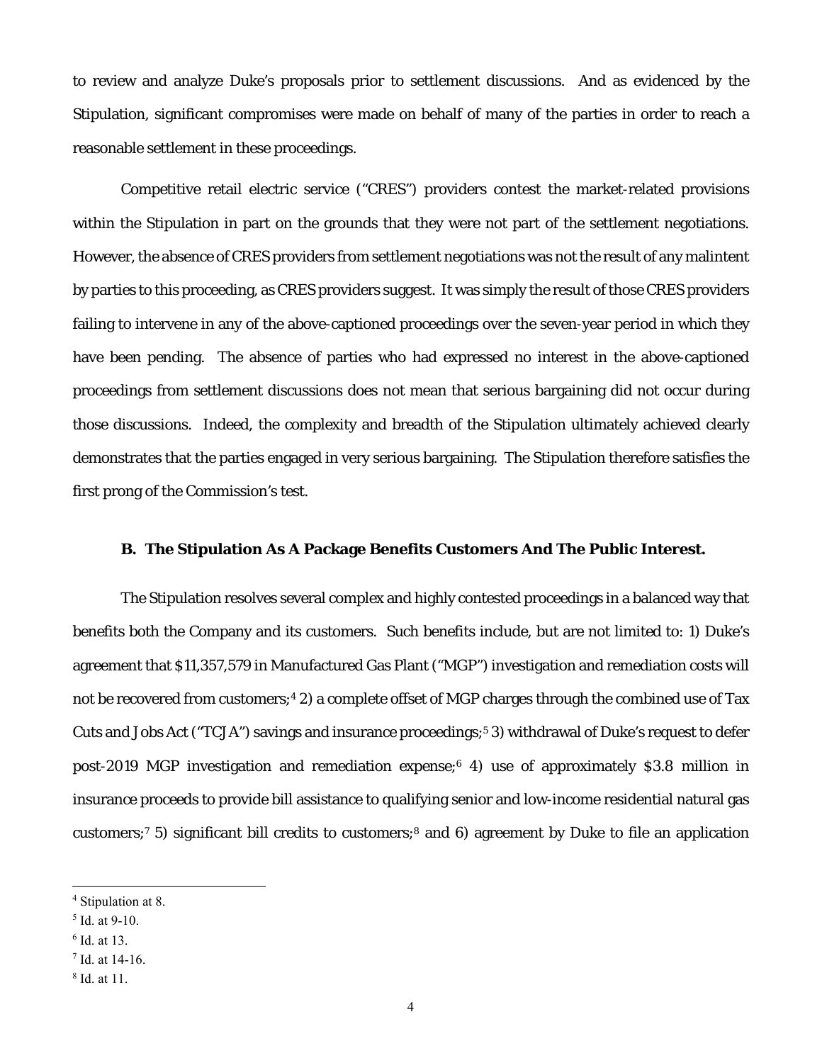to review and analyze Duke's proposals prior to settlement discussions. And as evidenced by the Stipulation, significant compromises were made on behalf of many of the parties in order to reach a reasonable settlement in these proceedings.

Competitive retail electric service ("CRES") providers contest the market-related provisions within the Stipulation in part on the grounds that they were not part of the settlement negotiations. However, the absence of CRES providers from settlement negotiations was not the result of any malintent by parties to this proceeding, as CRES providers suggest. It was simply the result of those CRES providers failing to intervene in any of the above-captioned proceedings over the seven-year period in which they have been pending. The absence of parties who had expressed no interest in the above-captioned proceedings from settlement discussions does not mean that serious bargaining did not occur during those discussions. Indeed, the complexity and breadth of the Stipulation ultimately achieved clearly demonstrates that the parties engaged in very serious bargaining. The Stipulation therefore satisfies the first prong of the Commission's test.

### B. The Stipulation As A Package Benefits Customers And The Public Interest.

The Stipulation resolves several complex and highly contested proceedings in a balanced way that benefits both the Company and its customers. Such benefits include, but are not limited to: 1) Duke's agreement that $11,357,579 in Manufactured Gas Plant ("MGP") investigation and remediation costs will not be recovered from customers;[4] 2) a complete offset of MGP charges through the combined use of Tax Cuts and Jobs Act ("TCJA") savings and insurance proceedings;[5] 3) withdrawal of Duke's request to defer post-2019 MGP investigation and remediation expense;[6] 4) use of approximately $3.8 million in insurance proceeds to provide bill assistance to qualifying senior and low-income residential natural gas customers;[7] 5) significant bill credits to customers;[8] and 6) agreement by Duke to file an application

---

[4] Stipulation at 8.

[5] Id. at 9-10.

[6] Id. at 13.

[7] Id. at 14-16.

[8] Id. at 11.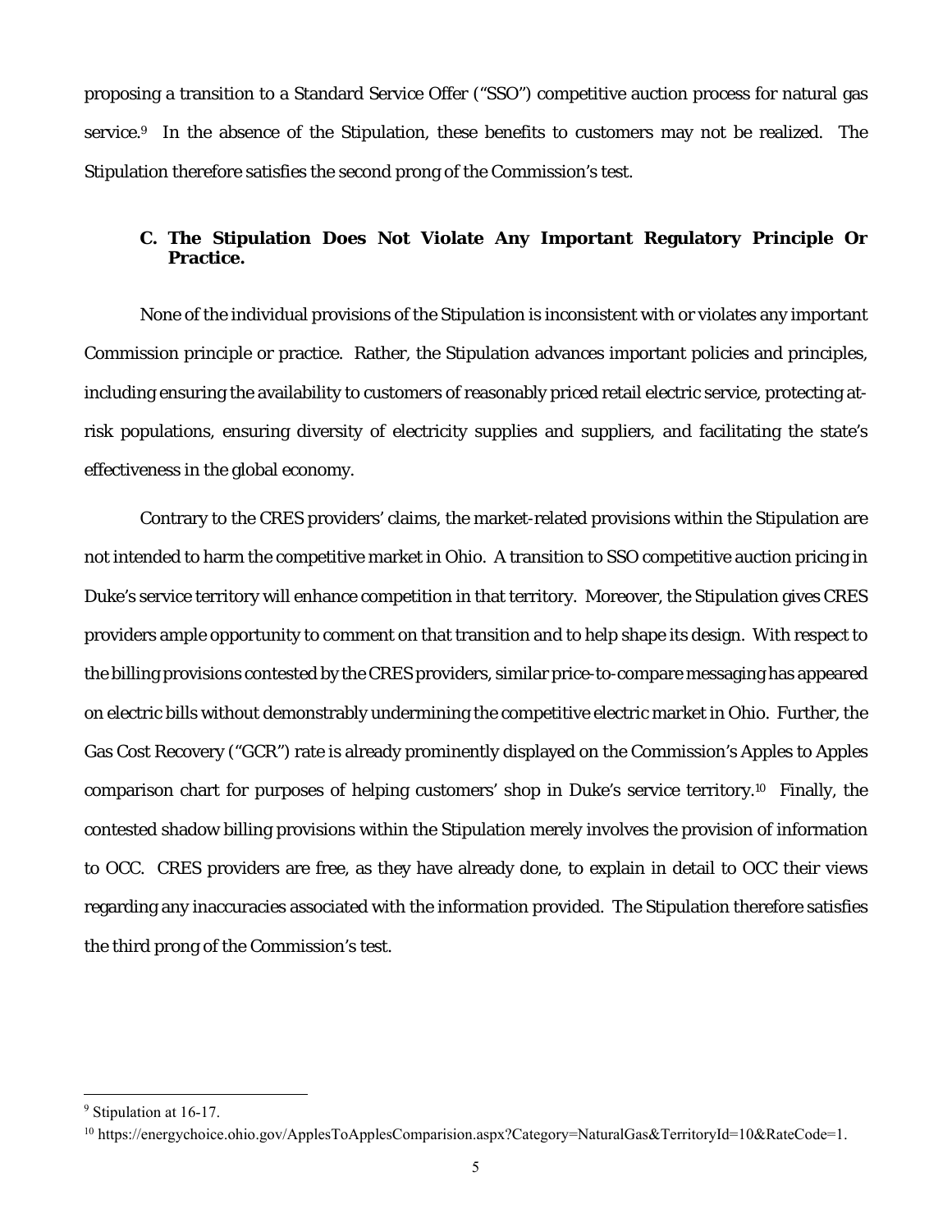proposing a transition to a Standard Service Offer ("SSO") competitive auction process for natural gas service.[9] In the absence of the Stipulation, these benefits to customers may not be realized. The Stipulation therefore satisfies the second prong of the Commission's test.

### C. The Stipulation Does Not Violate Any Important Regulatory Principle Or Practice.

None of the individual provisions of the Stipulation is inconsistent with or violates any important Commission principle or practice. Rather, the Stipulation advances important policies and principles, including ensuring the availability to customers of reasonably priced retail electric service, protecting at-risk populations, ensuring diversity of electricity supplies and suppliers, and facilitating the state's effectiveness in the global economy.

Contrary to the CRES providers' claims, the market-related provisions within the Stipulation are not intended to harm the competitive market in Ohio. A transition to SSO competitive auction pricing in Duke's service territory will enhance competition in that territory. Moreover, the Stipulation gives CRES providers ample opportunity to comment on that transition and to help shape its design. With respect to the billing provisions contested by the CRES providers, similar price-to-compare messaging has appeared on electric bills without demonstrably undermining the competitive electric market in Ohio. Further, the Gas Cost Recovery ("GCR") rate is already prominently displayed on the Commission's Apples to Apples comparison chart for purposes of helping customers' shop in Duke's service territory.[10] Finally, the contested shadow billing provisions within the Stipulation merely involves the provision of information to OCC. CRES providers are free, as they have already done, to explain in detail to OCC their views regarding any inaccuracies associated with the information provided. The Stipulation therefore satisfies the third prong of the Commission's test.

---

[9] Stipulation at 16-17.

[10] https://energychoice.ohio.gov/ApplesToApplesComparision.aspx?Category=NaturalGas&TerritoryId=10&RateCode=1.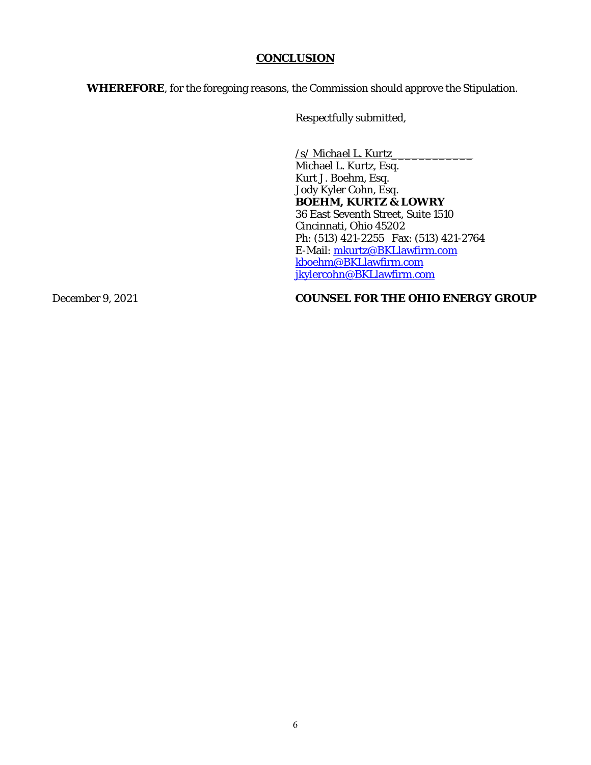## CONCLUSION

**WHEREFORE**, for the foregoing reasons, the Commission should approve the Stipulation.

Respectfully submitted,

/s/ Michael L. Kurtz______________
Michael L. Kurtz, Esq.
Kurt J. Boehm, Esq.
Jody Kyler Cohn, Esq.
**BOEHM, KURTZ & LOWRY**
36 East Seventh Street, Suite 1510
Cincinnati, Ohio 45202
Ph: (513) 421-2255 Fax: (513) 421-2764
E-Mail: mkurtz@BKLlawfirm.com
kboehm@BKLlawfirm.com
jkylercohn@BKLlawfirm.com

December 9, 2021

**COUNSEL FOR THE OHIO ENERGY GROUP**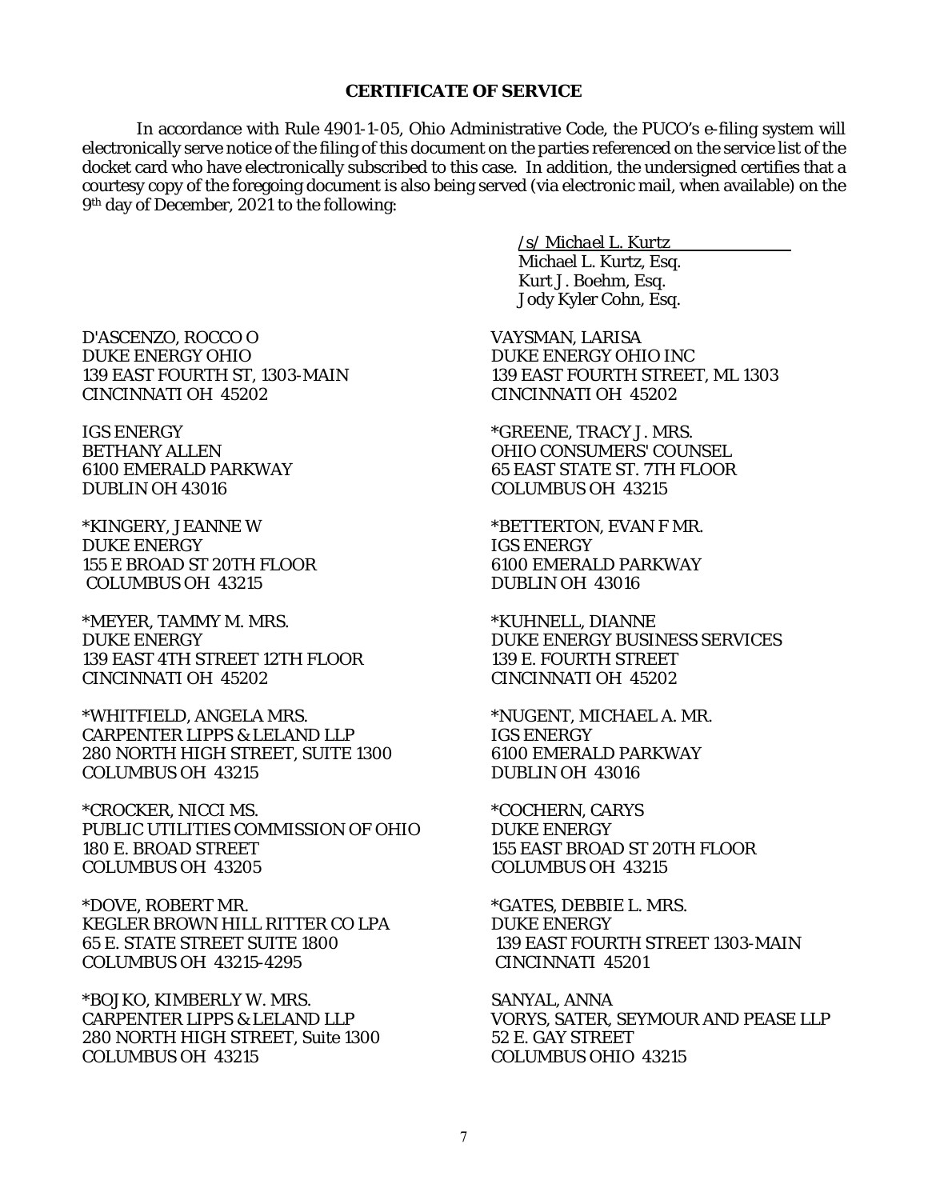## CERTIFICATE OF SERVICE

In accordance with Rule 4901-1-05, Ohio Administrative Code, the PUCO's e-filing system will electronically serve notice of the filing of this document on the parties referenced on the service list of the docket card who have electronically subscribed to this case. In addition, the undersigned certifies that a courtesy copy of the foregoing document is also being served (via electronic mail, when available) on the 9th day of December, 2021 to the following:

*/s/ Michael L. Kurtz*
Michael L. Kurtz, Esq.
Kurt J. Boehm, Esq.
Jody Kyler Cohn, Esq.

D'ASCENZO, ROCCO O
DUKE ENERGY OHIO
139 EAST FOURTH ST, 1303-MAIN
CINCINNATI OH 45202

VAYSMAN, LARISA
DUKE ENERGY OHIO INC
139 EAST FOURTH STREET, ML 1303
CINCINNATI OH 45202

IGS ENERGY
BETHANY ALLEN
6100 EMERALD PARKWAY
DUBLIN OH 43016

*GREENE, TRACY J. MRS.
OHIO CONSUMERS' COUNSEL
65 EAST STATE ST. 7TH FLOOR
COLUMBUS OH 43215

*KINGERY, JEANNE W
DUKE ENERGY
155 E BROAD ST 20TH FLOOR
COLUMBUS OH 43215

*BETTERTON, EVAN F MR.
IGS ENERGY
6100 EMERALD PARKWAY
DUBLIN OH 43016

*MEYER, TAMMY M. MRS.
DUKE ENERGY
139 EAST 4TH STREET 12TH FLOOR
CINCINNATI OH 45202

*KUHNELL, DIANNE
DUKE ENERGY BUSINESS SERVICES
139 E. FOURTH STREET
CINCINNATI OH 45202

*WHITFIELD, ANGELA MRS.
CARPENTER LIPPS & LELAND LLP
280 NORTH HIGH STREET, SUITE 1300
COLUMBUS OH 43215

*NUGENT, MICHAEL A. MR.
IGS ENERGY
6100 EMERALD PARKWAY
DUBLIN OH 43016

*CROCKER, NICCI MS.
PUBLIC UTILITIES COMMISSION OF OHIO
180 E. BROAD STREET
COLUMBUS OH 43205

*COCHERN, CARYS
DUKE ENERGY
155 EAST BROAD ST 20TH FLOOR
COLUMBUS OH 43215

*DOVE, ROBERT MR.
KEGLER BROWN HILL RITTER CO LPA
65 E. STATE STREET SUITE 1800
COLUMBUS OH 43215-4295

*GATES, DEBBIE L. MRS.
DUKE ENERGY
139 EAST FOURTH STREET 1303-MAIN
CINCINNATI 45201

*BOJKO, KIMBERLY W. MRS.
CARPENTER LIPPS & LELAND LLP
280 NORTH HIGH STREET, Suite 1300
COLUMBUS OH 43215

SANYAL, ANNA
VORYS, SATER, SEYMOUR AND PEASE LLP
52 E. GAY STREET
COLUMBUS OHIO 43215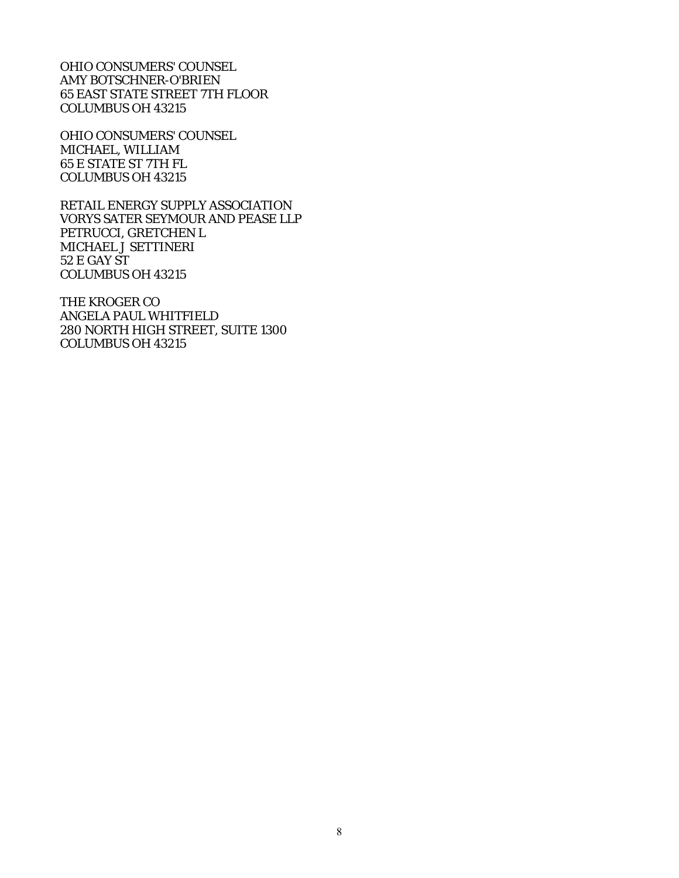OHIO CONSUMERS' COUNSEL
AMY BOTSCHNER-O'BRIEN
65 EAST STATE STREET 7TH FLOOR
COLUMBUS OH 43215

OHIO CONSUMERS' COUNSEL
MICHAEL, WILLIAM
65 E STATE ST 7TH FL
COLUMBUS OH 43215

RETAIL ENERGY SUPPLY ASSOCIATION
VORYS SATER SEYMOUR AND PEASE LLP
PETRUCCI, GRETCHEN L
MICHAEL J SETTINERI
52 E GAY ST
COLUMBUS OH 43215

THE KROGER CO
ANGELA PAUL WHITFIELD
280 NORTH HIGH STREET, SUITE 1300
COLUMBUS OH 43215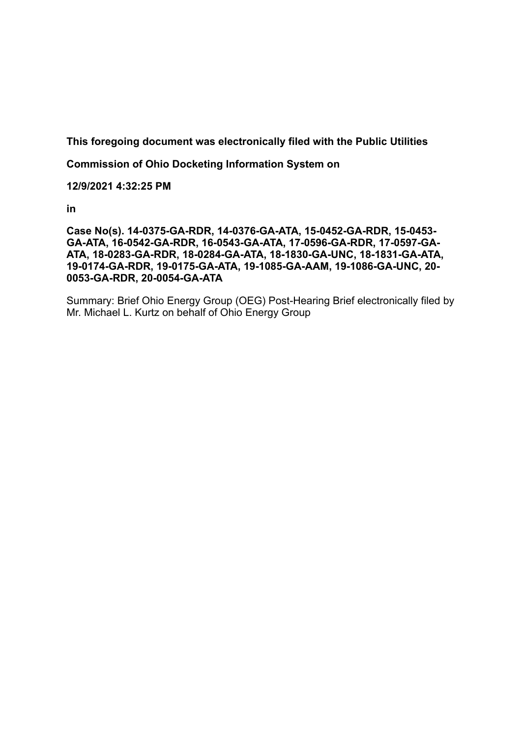**This foregoing document was electronically filed with the Public Utilities**

**Commission of Ohio Docketing Information System on**

**12/9/2021 4:32:25 PM**

**in**

**Case No(s). 14-0375-GA-RDR, 14-0376-GA-ATA, 15-0452-GA-RDR, 15-0453-GA-ATA, 16-0542-GA-RDR, 16-0543-GA-ATA, 17-0596-GA-RDR, 17-0597-GA-ATA, 18-0283-GA-RDR, 18-0284-GA-ATA, 18-1830-GA-UNC, 18-1831-GA-ATA, 19-0174-GA-RDR, 19-0175-GA-ATA, 19-1085-GA-AAM, 19-1086-GA-UNC, 20-0053-GA-RDR, 20-0054-GA-ATA**

Summary: Brief Ohio Energy Group (OEG) Post-Hearing Brief electronically filed by Mr. Michael L. Kurtz on behalf of Ohio Energy Group